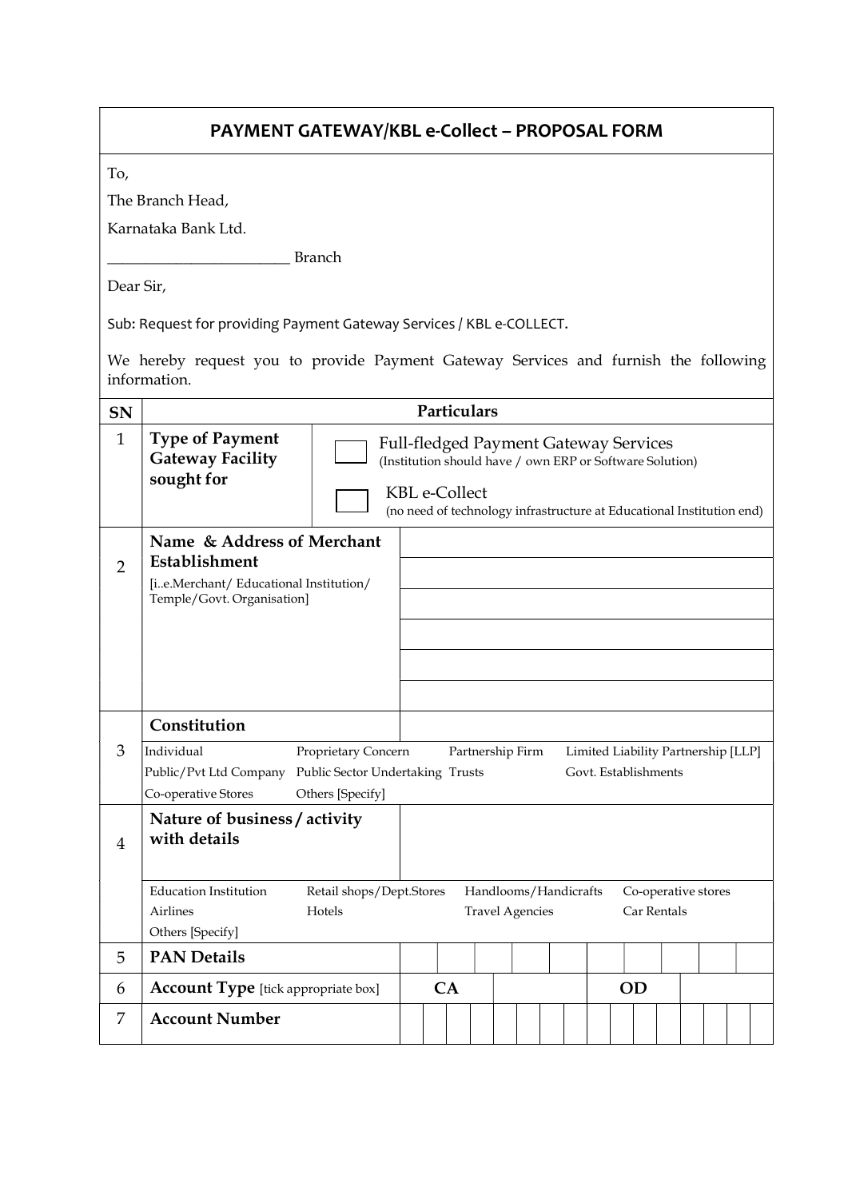# PAYMENT GATEWAY/KBL e-Collect – PROPOSAL FORM

To,

The Branch Head,

Karnataka Bank Ltd.

________________________ Branch

Dear Sir,

Sub: Request for providing Payment Gateway Services / KBL e-COLLECT.

We hereby request you to provide Payment Gateway Services and furnish the following information.

| SN | Particulars | |
|---|---|---|
| 1 | **Type of Payment Gateway Facility sought for** | ☐ Full-fledged Payment Gateway Services (Institution should have / own ERP or Software Solution)<br>☐ KBL e-Collect (no need of technology infrastructure at Educational Institution end) |
| 2 | **Name & Address of Merchant Establishment** [i..e.Merchant/ Educational Institution/ Temple/Govt. Organisation] | |
| 3 | **Constitution** | |
| | Individual / Proprietary Concern / Partnership Firm / Limited Liability Partnership [LLP] / Public/Pvt Ltd Company / Public Sector Undertaking / Trusts / Govt. Establishments / Co-operative Stores / Others [Specify] | |
| 4 | **Nature of business / activity with details** | |
| | Education Institution / Retail shops/Dept.Stores / Handlooms/Handicrafts / Co-operative stores / Airlines / Hotels / Travel Agencies / Car Rentals / Others [Specify] | |
| 5 | **PAN Details** | |
| 6 | **Account Type** [tick appropriate box] | **CA** ☐ **OD** ☐ |
| 7 | **Account Number** | |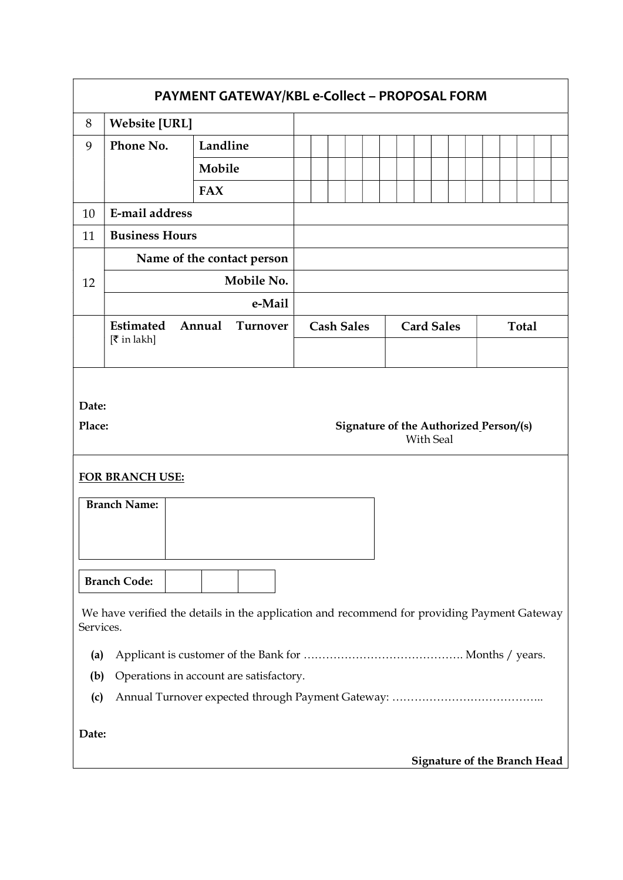## PAYMENT GATEWAY/KBL e-Collect – PROPOSAL FORM

| | | | | | |
|---|---|---|---|---|---|
| 8 | **Website [URL]** | | | | |
| 9 | **Phone No.** | **Landline** | | | |
| | | **Mobile** | | | |
| | | **FAX** | | | |
| 10 | **E-mail address** | | | | |
| 11 | **Business Hours** | | | | |
| 12 | **Name of the contact person** | | | | |
| | **Mobile No.** | | | | |
| | **e-Mail** | | | | |
| | **Estimated Annual Turnover** [₹ in lakh] | | **Cash Sales** | **Card Sales** | **Total** |
| | | | | | |

**Date:**

**Place:**

**Signature of the Authorized Person/(s)**
With Seal

**FOR BRANCH USE:**

| | |
|---|---|
| **Branch Name:** | |

| | | | |
|---|---|---|---|
| **Branch Code:** | | | |

We have verified the details in the application and recommend for providing Payment Gateway Services.

**(a)** Applicant is customer of the Bank for ……………………………………. Months / years.

**(b)** Operations in account are satisfactory.

**(c)** Annual Turnover expected through Payment Gateway: …………………………………..

**Date:**

**Signature of the Branch Head**